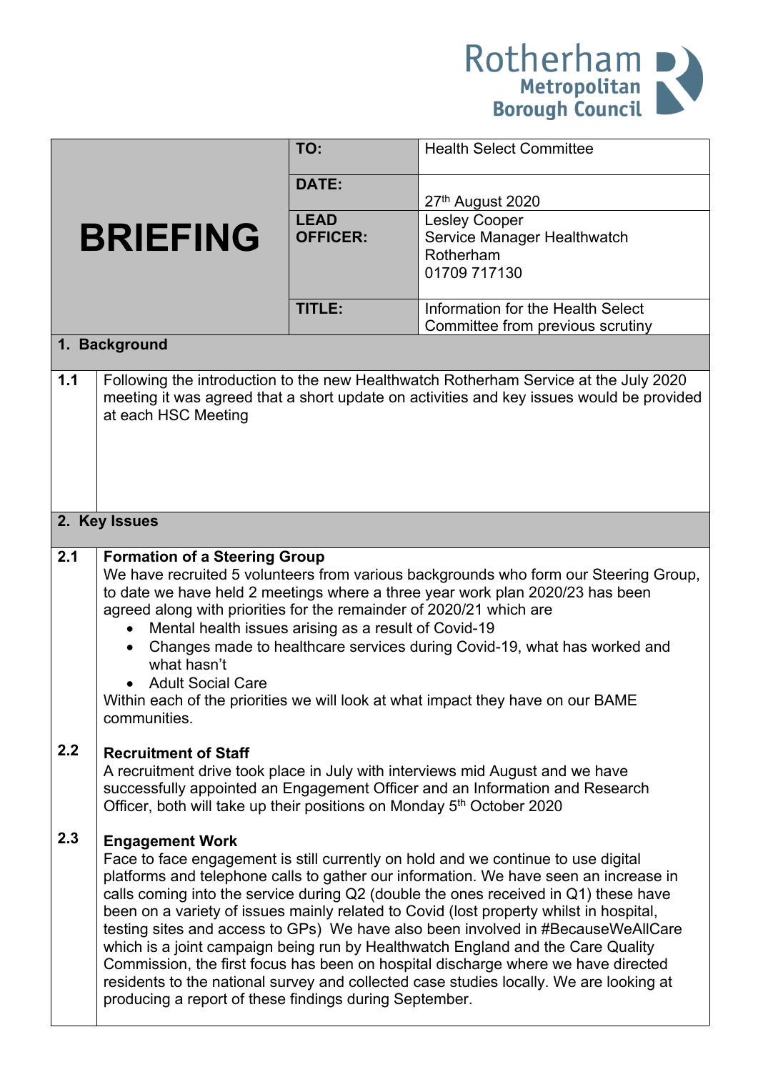Rotherham Metropolitan Borough Council

| **BRIEFING** | | |
|---|---|---|
| | **TO:** | Health Select Committee |
| | **DATE:** | 27th August 2020 |
| | **LEAD OFFICER:** | Lesley Cooper<br>Service Manager Healthwatch Rotherham<br>01709 717130 |
| | **TITLE:** | Information for the Health Select Committee from previous scrutiny |

## 1. Background

**1.1** Following the introduction to the new Healthwatch Rotherham Service at the July 2020 meeting it was agreed that a short update on activities and key issues would be provided at each HSC Meeting

## 2. Key Issues

**2.1 Formation of a Steering Group**

We have recruited 5 volunteers from various backgrounds who form our Steering Group, to date we have held 2 meetings where a three year work plan 2020/23 has been agreed along with priorities for the remainder of 2020/21 which are

- Mental health issues arising as a result of Covid-19
- Changes made to healthcare services during Covid-19, what has worked and what hasn't
- Adult Social Care

Within each of the priorities we will look at what impact they have on our BAME communities.

**2.2 Recruitment of Staff**

A recruitment drive took place in July with interviews mid August and we have successfully appointed an Engagement Officer and an Information and Research Officer, both will take up their positions on Monday 5th October 2020

**2.3 Engagement Work**

Face to face engagement is still currently on hold and we continue to use digital platforms and telephone calls to gather our information. We have seen an increase in calls coming into the service during Q2 (double the ones received in Q1) these have been on a variety of issues mainly related to Covid (lost property whilst in hospital, testing sites and access to GPs) We have also been involved in #BecauseWeAllCare which is a joint campaign being run by Healthwatch England and the Care Quality Commission, the first focus has been on hospital discharge where we have directed residents to the national survey and collected case studies locally. We are looking at producing a report of these findings during September.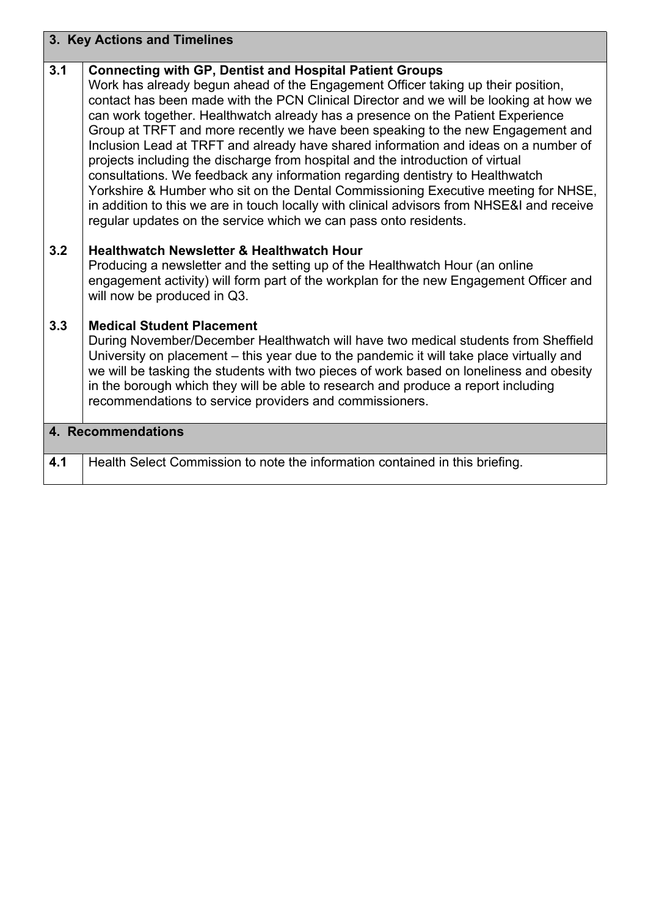## 3. Key Actions and Timelines

**3.1 Connecting with GP, Dentist and Hospital Patient Groups**

Work has already begun ahead of the Engagement Officer taking up their position, contact has been made with the PCN Clinical Director and we will be looking at how we can work together. Healthwatch already has a presence on the Patient Experience Group at TRFT and more recently we have been speaking to the new Engagement and Inclusion Lead at TRFT and already have shared information and ideas on a number of projects including the discharge from hospital and the introduction of virtual consultations. We feedback any information regarding dentistry to Healthwatch Yorkshire & Humber who sit on the Dental Commissioning Executive meeting for NHSE, in addition to this we are in touch locally with clinical advisors from NHSE&I and receive regular updates on the service which we can pass onto residents.

**3.2 Healthwatch Newsletter & Healthwatch Hour**

Producing a newsletter and the setting up of the Healthwatch Hour (an online engagement activity) will form part of the workplan for the new Engagement Officer and will now be produced in Q3.

**3.3 Medical Student Placement**

During November/December Healthwatch will have two medical students from Sheffield University on placement – this year due to the pandemic it will take place virtually and we will be tasking the students with two pieces of work based on loneliness and obesity in the borough which they will be able to research and produce a report including recommendations to service providers and commissioners.

## 4. Recommendations

**4.1** Health Select Commission to note the information contained in this briefing.